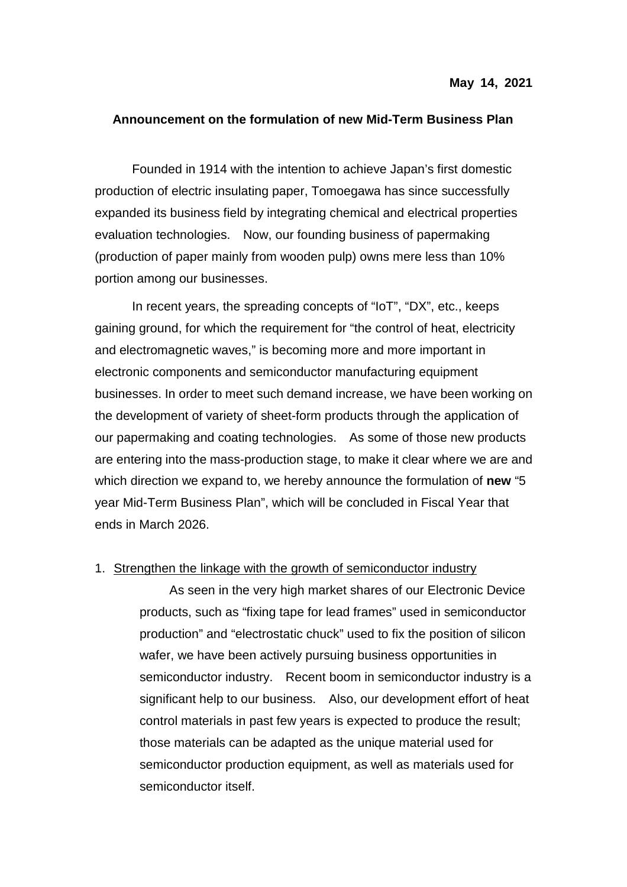**May 14, 2021**

## Announcement on the formulation of new Mid-Term Business Plan

Founded in 1914 with the intention to achieve Japan's first domestic production of electric insulating paper, Tomoegawa has since successfully expanded its business field by integrating chemical and electrical properties evaluation technologies. Now, our founding business of papermaking (production of paper mainly from wooden pulp) owns mere less than 10% portion among our businesses.

In recent years, the spreading concepts of "IoT", "DX", etc., keeps gaining ground, for which the requirement for "the control of heat, electricity and electromagnetic waves," is becoming more and more important in electronic components and semiconductor manufacturing equipment businesses. In order to meet such demand increase, we have been working on the development of variety of sheet-form products through the application of our papermaking and coating technologies. As some of those new products are entering into the mass-production stage, to make it clear where we are and which direction we expand to, we hereby announce the formulation of **new** "5 year Mid-Term Business Plan", which will be concluded in Fiscal Year that ends in March 2026.

1. <u>Strengthen the linkage with the growth of semiconductor industry</u>

   As seen in the very high market shares of our Electronic Device products, such as "fixing tape for lead frames" used in semiconductor production" and "electrostatic chuck" used to fix the position of silicon wafer, we have been actively pursuing business opportunities in semiconductor industry. Recent boom in semiconductor industry is a significant help to our business. Also, our development effort of heat control materials in past few years is expected to produce the result; those materials can be adapted as the unique material used for semiconductor production equipment, as well as materials used for semiconductor itself.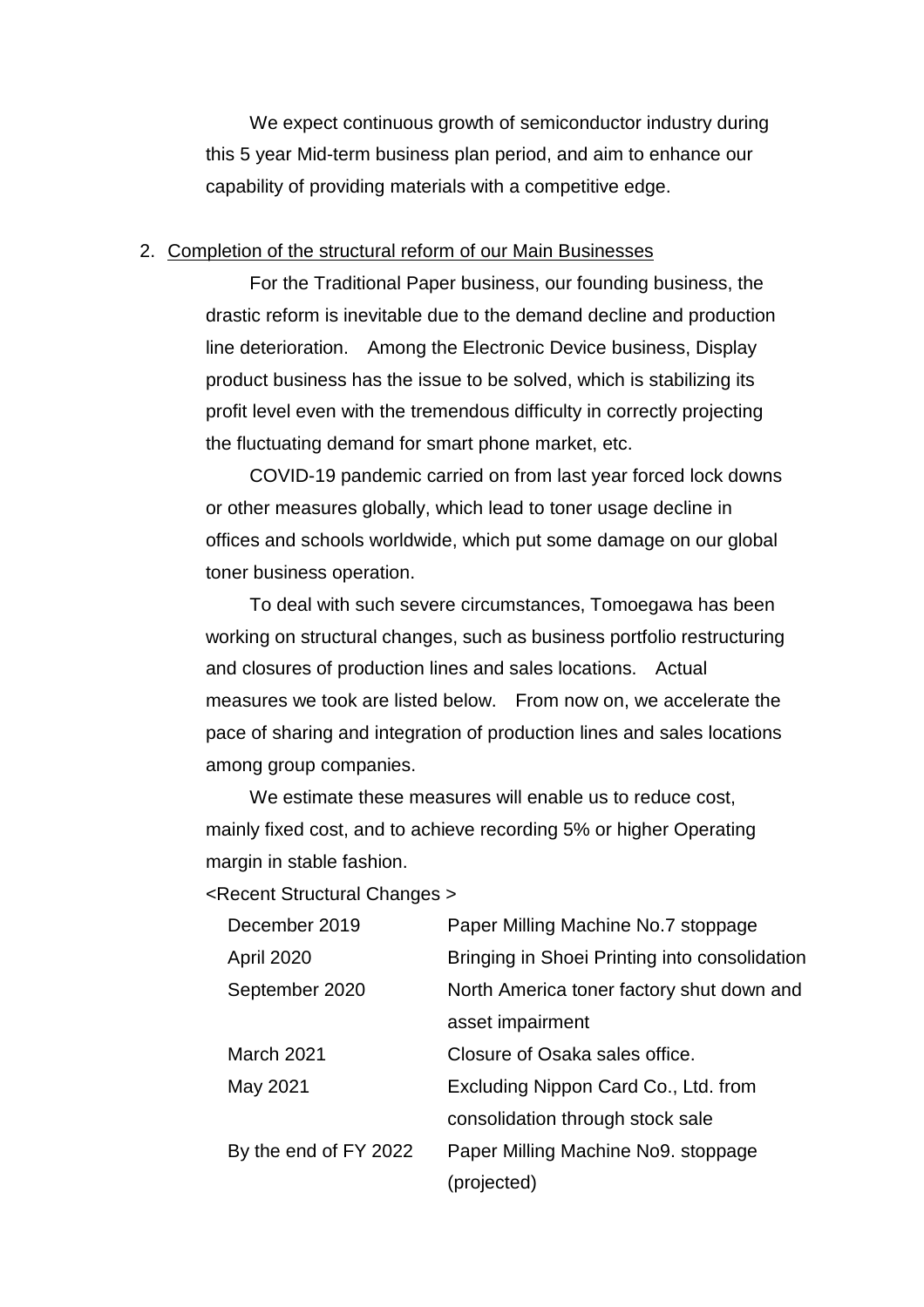We expect continuous growth of semiconductor industry during this 5 year Mid-term business plan period, and aim to enhance our capability of providing materials with a competitive edge.

2. Completion of the structural reform of our Main Businesses

For the Traditional Paper business, our founding business, the drastic reform is inevitable due to the demand decline and production line deterioration.　Among the Electronic Device business, Display product business has the issue to be solved, which is stabilizing its profit level even with the tremendous difficulty in correctly projecting the fluctuating demand for smart phone market, etc.

COVID-19 pandemic carried on from last year forced lock downs or other measures globally, which lead to toner usage decline in offices and schools worldwide, which put some damage on our global toner business operation.

To deal with such severe circumstances, Tomoegawa has been working on structural changes, such as business portfolio restructuring and closures of production lines and sales locations.　Actual measures we took are listed below.　From now on, we accelerate the pace of sharing and integration of production lines and sales locations among group companies.

We estimate these measures will enable us to reduce cost, mainly fixed cost, and to achieve recording 5% or higher Operating margin in stable fashion.

<Recent Structural Changes >

| | |
|---|---|
| December 2019 | Paper Milling Machine No.7 stoppage |
| April 2020 | Bringing in Shoei Printing into consolidation |
| September 2020 | North America toner factory shut down and asset impairment |
| March 2021 | Closure of Osaka sales office. |
| May 2021 | Excluding Nippon Card Co., Ltd. from consolidation through stock sale |
| By the end of FY 2022 | Paper Milling Machine No9. stoppage (projected) |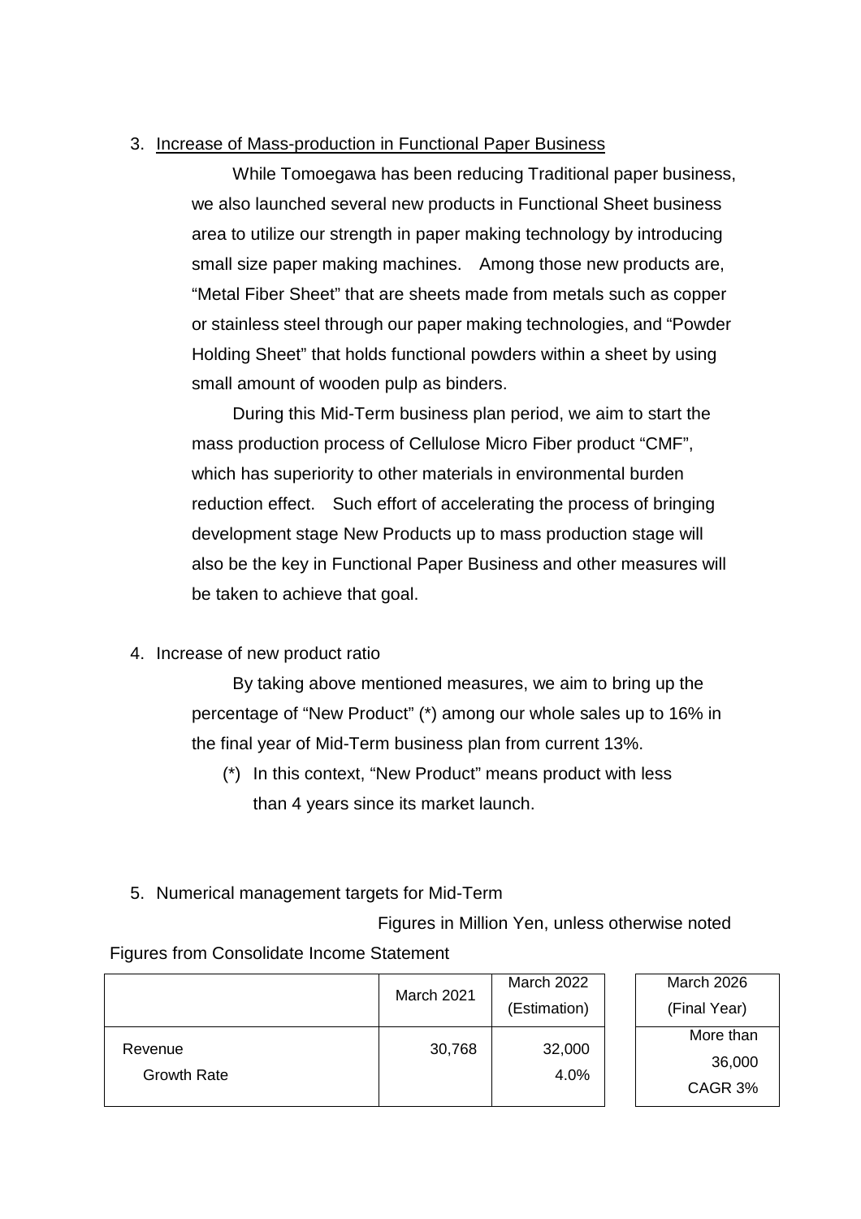3. Increase of Mass-production in Functional Paper Business

While Tomoegawa has been reducing Traditional paper business, we also launched several new products in Functional Sheet business area to utilize our strength in paper making technology by introducing small size paper making machines. Among those new products are, “Metal Fiber Sheet” that are sheets made from metals such as copper or stainless steel through our paper making technologies, and “Powder Holding Sheet” that holds functional powders within a sheet by using small amount of wooden pulp as binders.

During this Mid-Term business plan period, we aim to start the mass production process of Cellulose Micro Fiber product “CMF”, which has superiority to other materials in environmental burden reduction effect. Such effort of accelerating the process of bringing development stage New Products up to mass production stage will also be the key in Functional Paper Business and other measures will be taken to achieve that goal.

4. Increase of new product ratio

By taking above mentioned measures, we aim to bring up the percentage of “New Product” (*) among our whole sales up to 16% in the final year of Mid-Term business plan from current 13%.

(*) In this context, “New Product” means product with less than 4 years since its market launch.

5. Numerical management targets for Mid-Term

Figures in Million Yen, unless otherwise noted

Figures from Consolidate Income Statement

| | March 2021 | March 2022 (Estimation) | March 2026 (Final Year) |
|---|---|---|---|
| Revenue | 30,768 | 32,000 | More than 36,000 |
| Growth Rate | | 4.0% | CAGR 3% |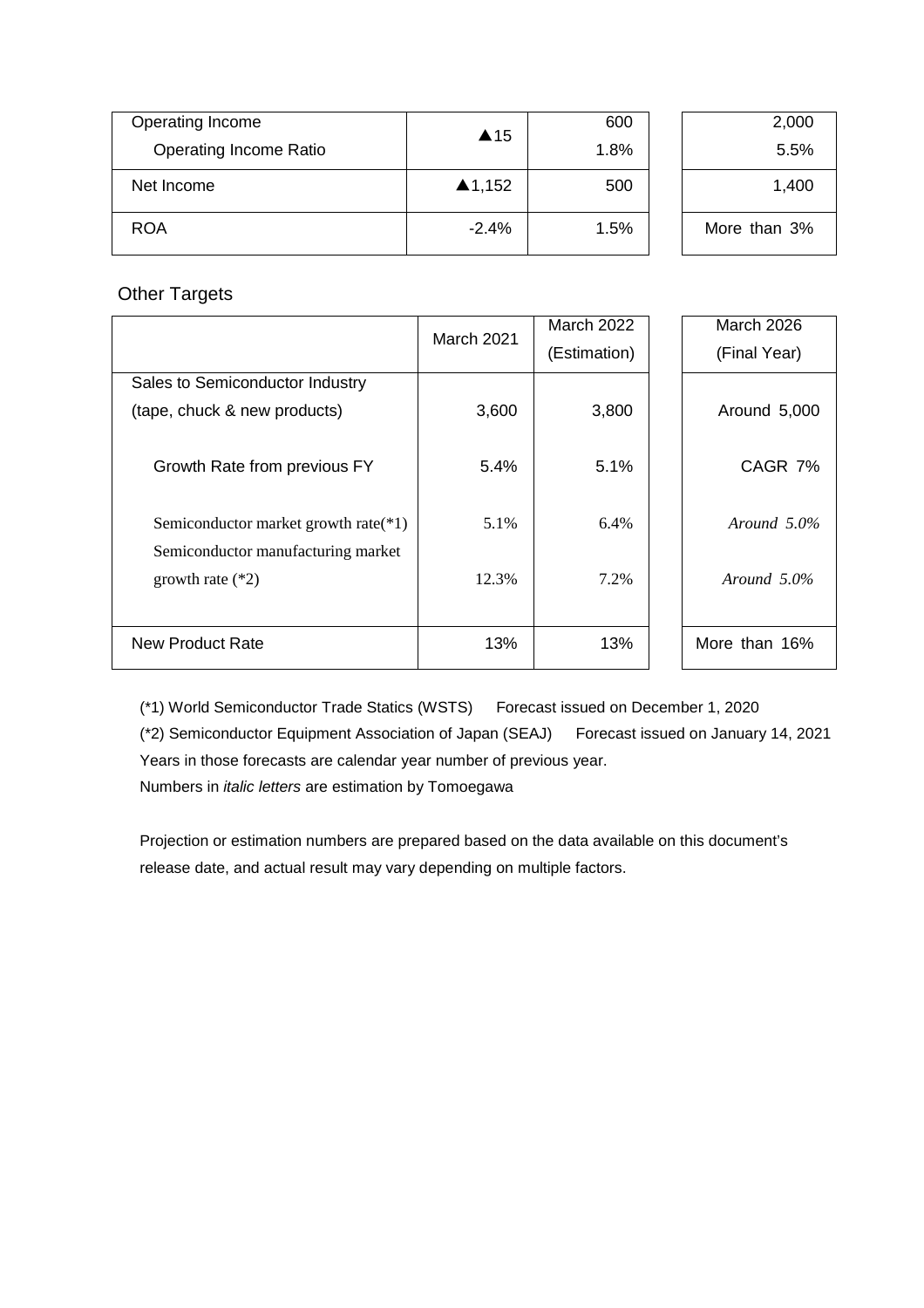| | | | |
|---|---|---|---|
| Operating Income<br>Operating Income Ratio | ▲15 | 600<br>1.8% | 2,000<br>5.5% |
| Net Income | ▲1,152 | 500 | 1,400 |
| ROA | -2.4% | 1.5% | More than 3% |

Other Targets

| | March 2021 | March 2022 (Estimation) | March 2026 (Final Year) |
|---|---|---|---|
| Sales to Semiconductor Industry (tape, chuck & new products) | 3,600 | 3,800 | Around 5,000 |
| Growth Rate from previous FY | 5.4% | 5.1% | CAGR 7% |
| Semiconductor market growth rate(*1) | 5.1% | 6.4% | *Around 5.0%* |
| Semiconductor manufacturing market growth rate (*2) | 12.3% | 7.2% | *Around 5.0%* |
| New Product Rate | 13% | 13% | More than 16% |

(*1) World Semiconductor Trade Statics (WSTS) Forecast issued on December 1, 2020

(*2) Semiconductor Equipment Association of Japan (SEAJ) Forecast issued on January 14, 2021

Years in those forecasts are calendar year number of previous year.

Numbers in *italic letters* are estimation by Tomoegawa

Projection or estimation numbers are prepared based on the data available on this document's release date, and actual result may vary depending on multiple factors.